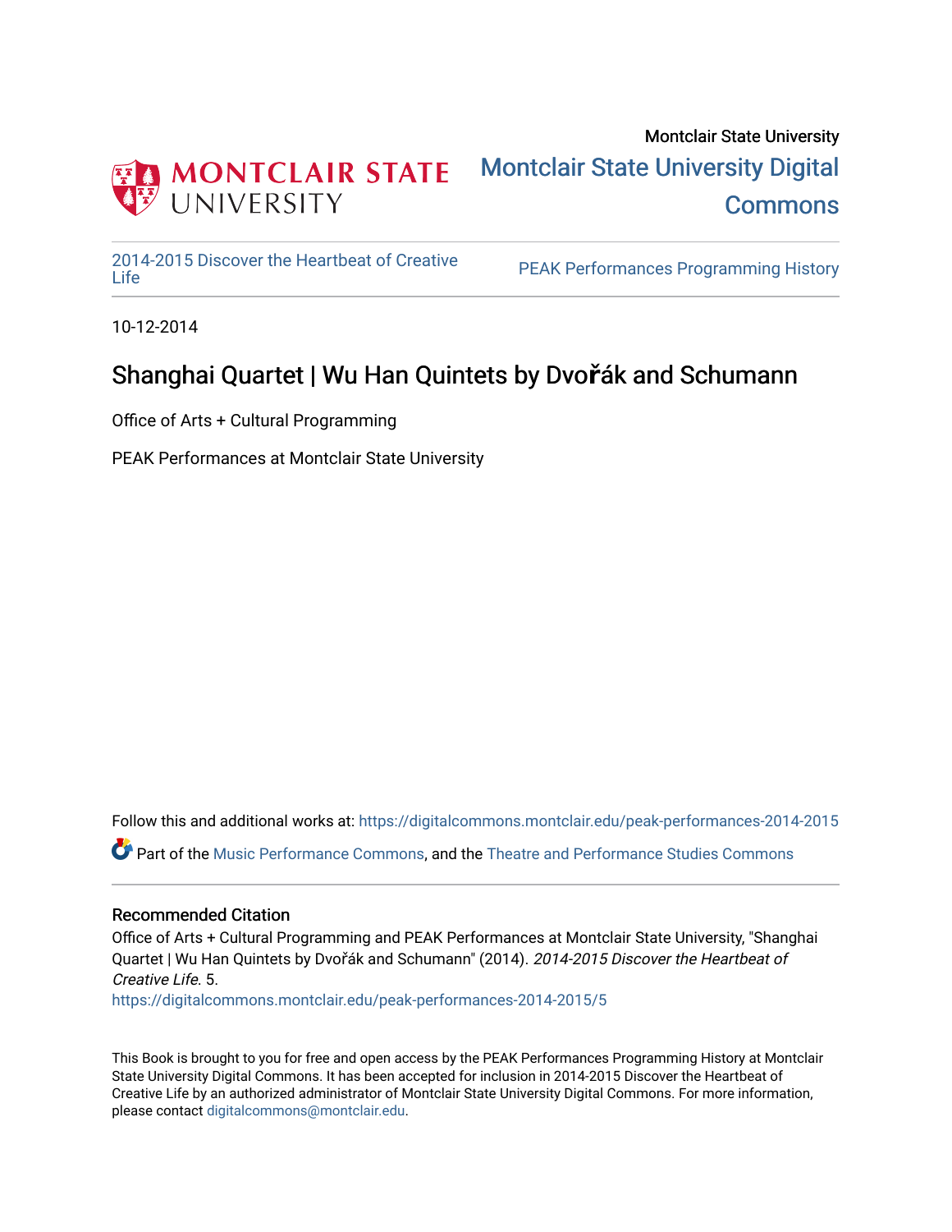Montclair State University

MONTCLAIR STATE UNIVERSITY

Montclair State University Digital Commons

2014-2015 Discover the Heartbeat of Creative Life

PEAK Performances Programming History

10-12-2014

# Shanghai Quartet | Wu Han Quintets by Dvořák and Schumann

Office of Arts + Cultural Programming

PEAK Performances at Montclair State University

Follow this and additional works at: https://digitalcommons.montclair.edu/peak-performances-2014-2015

Part of the Music Performance Commons, and the Theatre and Performance Studies Commons

## Recommended Citation

Office of Arts + Cultural Programming and PEAK Performances at Montclair State University, "Shanghai Quartet | Wu Han Quintets by Dvořák and Schumann" (2014). *2014-2015 Discover the Heartbeat of Creative Life*. 5.
https://digitalcommons.montclair.edu/peak-performances-2014-2015/5

This Book is brought to you for free and open access by the PEAK Performances Programming History at Montclair State University Digital Commons. It has been accepted for inclusion in 2014-2015 Discover the Heartbeat of Creative Life by an authorized administrator of Montclair State University Digital Commons. For more information, please contact digitalcommons@montclair.edu.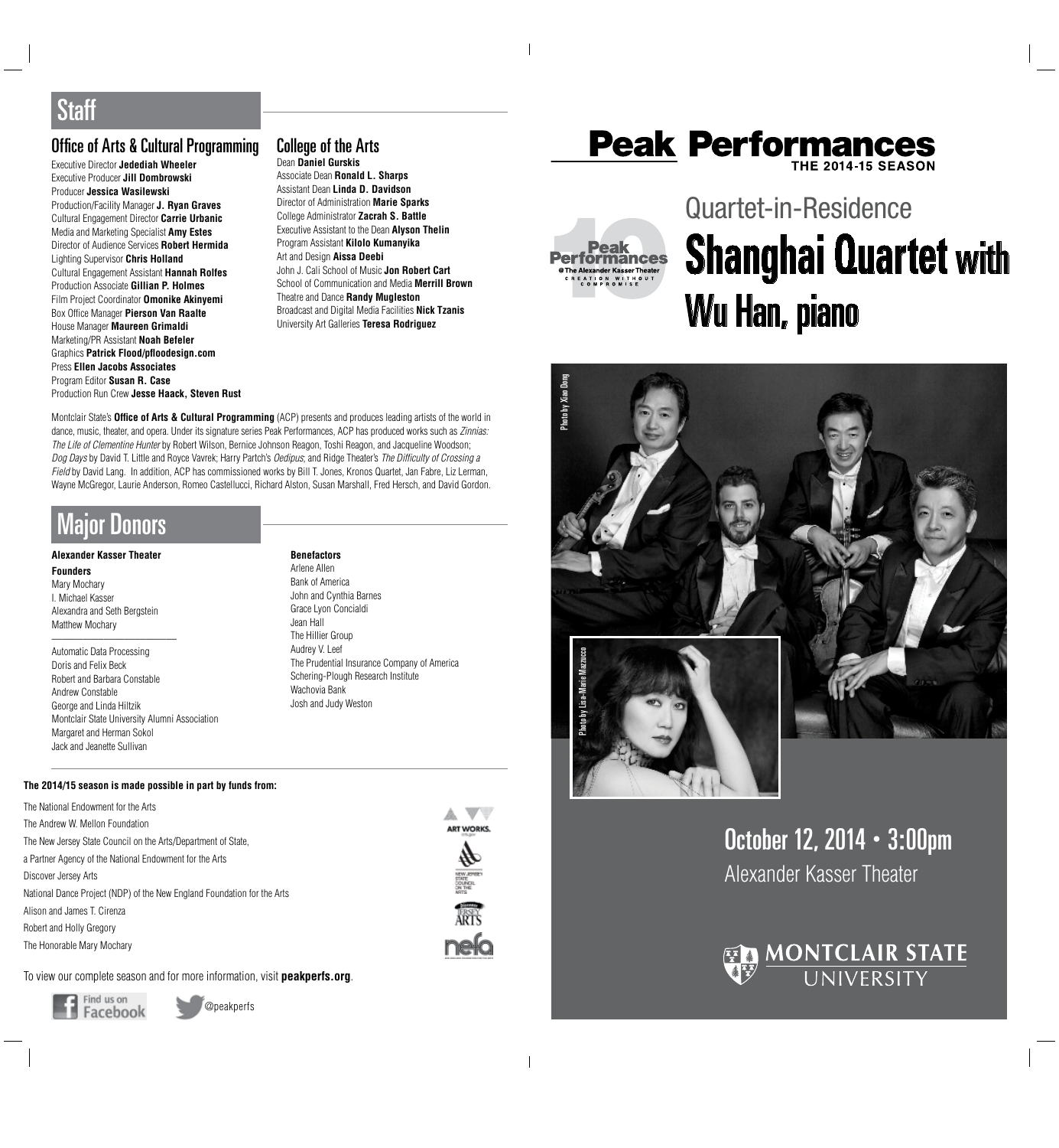# Staff

## Office of Arts & Cultural Programming

Executive Director **Jedediah Wheeler**
Executive Producer **Jill Dombrowski**
Producer **Jessica Wasilewski**
Production/Facility Manager **J. Ryan Graves**
Cultural Engagement Director **Carrie Urbanic**
Media and Marketing Specialist **Amy Estes**
Director of Audience Services **Robert Hermida**
Lighting Supervisor **Chris Holland**
Cultural Engagement Assistant **Hannah Rolfes**
Production Associate **Gillian P. Holmes**
Film Project Coordinator **Omonike Akinyemi**
Box Office Manager **Pierson Van Raalte**
House Manager **Maureen Grimaldi**
Marketing/PR Assistant **Noah Befeler**
Graphics **Patrick Flood/pfloodesign.com**
Press **Ellen Jacobs Associates**
Program Editor **Susan R. Case**
Production Run Crew **Jesse Haack, Steven Rust**

## College of the Arts

Dean **Daniel Gurskis**
Associate Dean **Ronald L. Sharps**
Assistant Dean **Linda D. Davidson**
Director of Administration **Marie Sparks**
College Administrator **Zacrah S. Battle**
Executive Assistant to the Dean **Alyson Thelin**
Program Assistant **Kilolo Kumanyika**
Art and Design **Aissa Deebi**
John J. Cali School of Music **Jon Robert Cart**
School of Communication and Media **Merrill Brown**
Theatre and Dance **Randy Mugleston**
Broadcast and Digital Media Facilities **Nick Tzanis**
University Art Galleries **Teresa Rodriguez**

Montclair State's **Office of Arts & Cultural Programming** (ACP) presents and produces leading artists of the world in dance, music, theater, and opera. Under its signature series Peak Performances, ACP has produced works such as *Zinnias: The Life of Clementine Hunter* by Robert Wilson, Bernice Johnson Reagon, Toshi Reagon, and Jacqueline Woodson; *Dog Days* by David T. Little and Royce Vavrek; Harry Partch's *Oedipus*; and Ridge Theater's *The Difficulty of Crossing a Field* by David Lang. In addition, ACP has commissioned works by Bill T. Jones, Kronos Quartet, Jan Fabre, Liz Lerman, Wayne McGregor, Laurie Anderson, Romeo Castellucci, Richard Alston, Susan Marshall, Fred Hersch, and David Gordon.

# Major Donors

**Alexander Kasser Theater**

**Founders**
Mary Mochary
I. Michael Kasser
Alexandra and Seth Bergstein
Matthew Mochary

Automatic Data Processing
Doris and Felix Beck
Robert and Barbara Constable
Andrew Constable
George and Linda Hiltzik
Montclair State University Alumni Association
Margaret and Herman Sokol
Jack and Jeanette Sullivan

**Benefactors**
Arlene Allen
Bank of America
John and Cynthia Barnes
Grace Lyon Concialdi
Jean Hall
The Hillier Group
Audrey V. Leef
The Prudential Insurance Company of America
Schering-Plough Research Institute
Wachovia Bank
Josh and Judy Weston

**The 2014/15 season is made possible in part by funds from:**

The National Endowment for the Arts
The Andrew W. Mellon Foundation
The New Jersey State Council on the Arts/Department of State,
a Partner Agency of the National Endowment for the Arts
Discover Jersey Arts
National Dance Project (NDP) of the New England Foundation for the Arts
Alison and James T. Cirenza
Robert and Holly Gregory
The Honorable Mary Mochary

To view our complete season and for more information, visit **peakperfs.org**.

Find us on Facebook

@peakperfs

# Peak Performances

THE 2014-15 SEASON

Peak Performances @ The Alexander Kasser Theater — CREATION WITHOUT COMPROMISE

## Quartet-in-Residence

# Shanghai Quartet with Wu Han, piano

Photo by Xiao Dong

Photo by Lisa-Marie Mazzucco

## October 12, 2014 • 3:00pm

Alexander Kasser Theater

MONTCLAIR STATE UNIVERSITY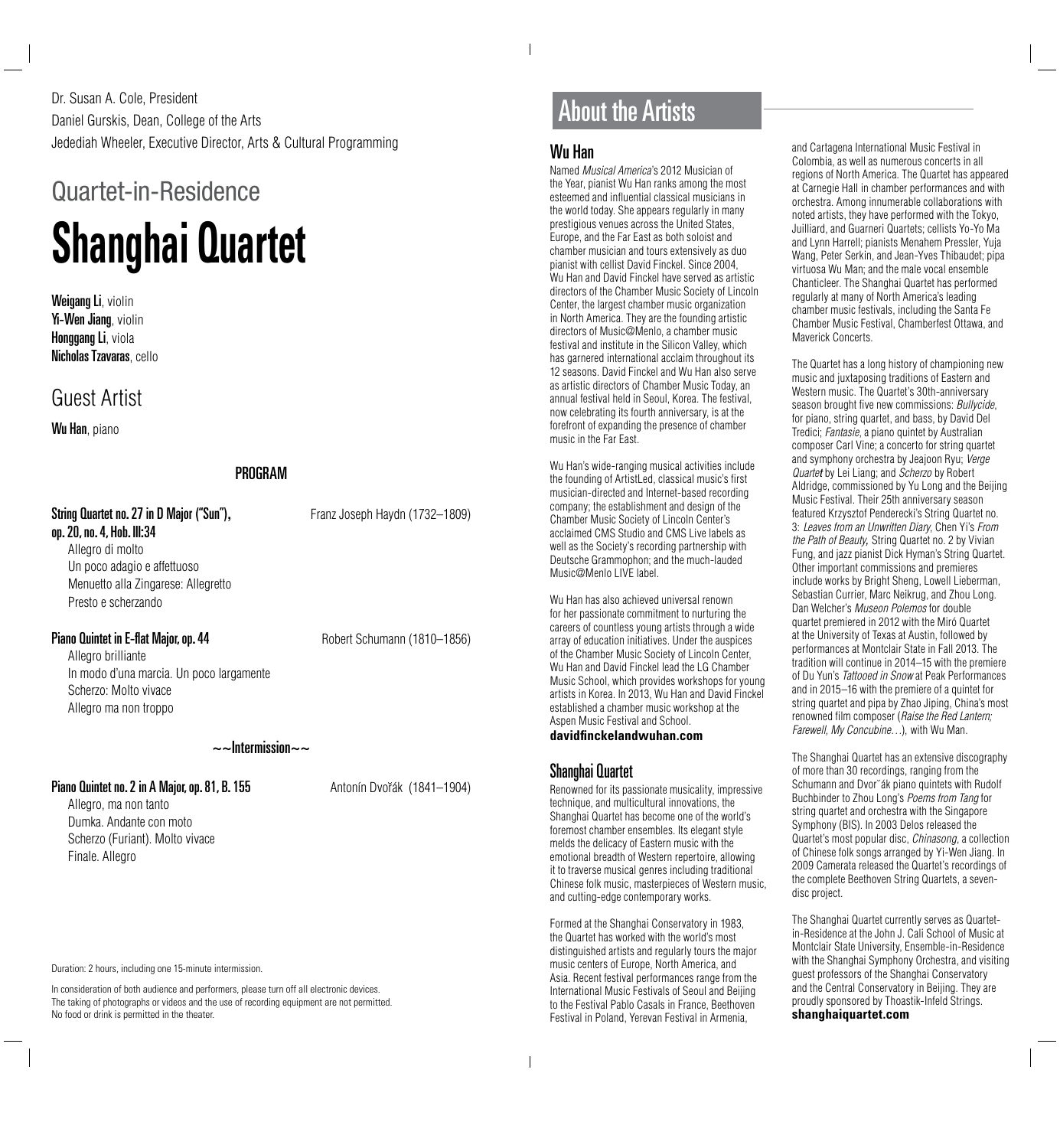Dr. Susan A. Cole, President
Daniel Gurskis, Dean, College of the Arts
Jedediah Wheeler, Executive Director, Arts & Cultural Programming

## Quartet-in-Residence

# Shanghai Quartet

**Weigang Li**, violin
**Yi-Wen Jiang**, violin
**Honggang Li**, viola
**Nicholas Tzavaras**, cello

## Guest Artist

**Wu Han**, piano

### PROGRAM

**String Quartet no. 27 in D Major ("Sun"), op. 20, no. 4, Hob. III:34** — Franz Joseph Haydn (1732–1809)

Allegro di molto
Un poco adagio e affettuoso
Menuetto alla Zingarese: Allegretto
Presto e scherzando

**Piano Quintet in E-flat Major, op. 44** — Robert Schumann (1810–1856)

Allegro brilliante
In modo d'una marcia. Un poco largamente
Scherzo: Molto vivace
Allegro ma non troppo

~~Intermission~~

**Piano Quintet no. 2 in A Major, op. 81, B. 155** — Antonín Dvořák (1841–1904)

Allegro, ma non tanto
Dumka. Andante con moto
Scherzo (Furiant). Molto vivace
Finale. Allegro

Duration: 2 hours, including one 15-minute intermission.

In consideration of both audience and performers, please turn off all electronic devices.
The taking of photographs or videos and the use of recording equipment are not permitted.
No food or drink is permitted in the theater.

## About the Artists

### Wu Han

Named *Musical America*'s 2012 Musician of the Year, pianist Wu Han ranks among the most esteemed and influential classical musicians in the world today. She appears regularly in many prestigious venues across the United States, Europe, and the Far East as both soloist and chamber musician and tours extensively as duo pianist with cellist David Finckel. Since 2004, Wu Han and David Finckel have served as artistic directors of the Chamber Music Society of Lincoln Center, the largest chamber music organization in North America. They are the founding artistic directors of Music@Menlo, a chamber music festival and institute in the Silicon Valley, which has garnered international acclaim throughout its 12 seasons. David Finckel and Wu Han also serve as artistic directors of Chamber Music Today, an annual festival held in Seoul, Korea. The festival, now celebrating its fourth anniversary, is at the forefront of expanding the presence of chamber music in the Far East.

Wu Han's wide-ranging musical activities include the founding of ArtistLed, classical music's first musician-directed and Internet-based recording company; the establishment and design of the Chamber Music Society of Lincoln Center's acclaimed CMS Studio and CMS Live labels as well as the Society's recording partnership with Deutsche Grammophon; and the much-lauded Music@Menlo LIVE label.

Wu Han has also achieved universal renown for her passionate commitment to nurturing the careers of countless young artists through a wide array of education initiatives. Under the auspices of the Chamber Music Society of Lincoln Center, Wu Han and David Finckel lead the LG Chamber Music School, which provides workshops for young artists in Korea. In 2013, Wu Han and David Finckel established a chamber music workshop at the Aspen Music Festival and School.
**davidfinckelandwuhan.com**

### Shanghai Quartet

Renowned for its passionate musicality, impressive technique, and multicultural innovations, the Shanghai Quartet has become one of the world's foremost chamber ensembles. Its elegant style melds the delicacy of Eastern music with the emotional breadth of Western repertoire, allowing it to traverse musical genres including traditional Chinese folk music, masterpieces of Western music, and cutting-edge contemporary works.

Formed at the Shanghai Conservatory in 1983, the Quartet has worked with the world's most distinguished artists and regularly tours the major music centers of Europe, North America, and Asia. Recent festival performances range from the International Music Festivals of Seoul and Beijing to the Festival Pablo Casals in France, Beethoven Festival in Poland, Yerevan Festival in Armenia, and Cartagena International Music Festival in Colombia, as well as numerous concerts in all regions of North America. The Quartet has appeared at Carnegie Hall in chamber performances and with orchestra. Among innumerable collaborations with noted artists, they have performed with the Tokyo, Juilliard, and Guarneri Quartets; cellists Yo-Yo Ma and Lynn Harrell; pianists Menahem Pressler, Yuja Wang, Peter Serkin, and Jean-Yves Thibaudet; pipa virtuosa Wu Man; and the male vocal ensemble Chanticleer. The Shanghai Quartet has performed regularly at many of North America's leading chamber music festivals, including the Santa Fe Chamber Music Festival, Chamberfest Ottawa, and Maverick Concerts.

The Quartet has a long history of championing new music and juxtaposing traditions of Eastern and Western music. The Quartet's 30th-anniversary season brought five new commissions: *Bullycide*, for piano, string quartet, and bass, by David Del Tredici; *Fantasie*, a piano quintet by Australian composer Carl Vine; a concerto for string quartet and symphony orchestra by Jeajoon Ryu; *Verge Quartet* by Lei Liang; and *Scherzo* by Robert Aldridge, commissioned by Yu Long and the Beijing Music Festival. Their 25th anniversary season featured Krzysztof Penderecki's String Quartet no. 3: *Leaves from an Unwritten Diary*, Chen Yi's *From the Path of Beauty*, String Quartet no. 2 by Vivian Fung, and jazz pianist Dick Hyman's String Quartet. Other important commissions and premieres include works by Bright Sheng, Lowell Lieberman, Sebastian Currier, Marc Neikrug, and Zhou Long. Dan Welcher's *Museon Polemos* for double quartet premiered in 2012 with the Miró Quartet at the University of Texas at Austin, followed by performances at Montclair State in Fall 2013. The tradition will continue in 2014–15 with the premiere of Du Yun's *Tattooed in Snow* at Peak Performances and in 2015–16 with the premiere of a quintet for string quartet and pipa by Zhao Jiping, China's most renowned film composer (*Raise the Red Lantern; Farewell, My Concubine…*), with Wu Man.

The Shanghai Quartet has an extensive discography of more than 30 recordings, ranging from the Schumann and Dvor˘ák piano quintets with Rudolf Buchbinder to Zhou Long's *Poems from Tang* for string quartet and orchestra with the Singapore Symphony (BIS). In 2003 Delos released the Quartet's most popular disc, *Chinasong*, a collection of Chinese folk songs arranged by Yi-Wen Jiang. In 2009 Camerata released the Quartet's recordings of the complete Beethoven String Quartets, a seven-disc project.

The Shanghai Quartet currently serves as Quartet-in-Residence at the John J. Cali School of Music at Montclair State University, Ensemble-in-Residence with the Shanghai Symphony Orchestra, and visiting guest professors of the Shanghai Conservatory and the Central Conservatory in Beijing. They are proudly sponsored by Thoastik-Infeld Strings.
**shanghaiquartet.com**